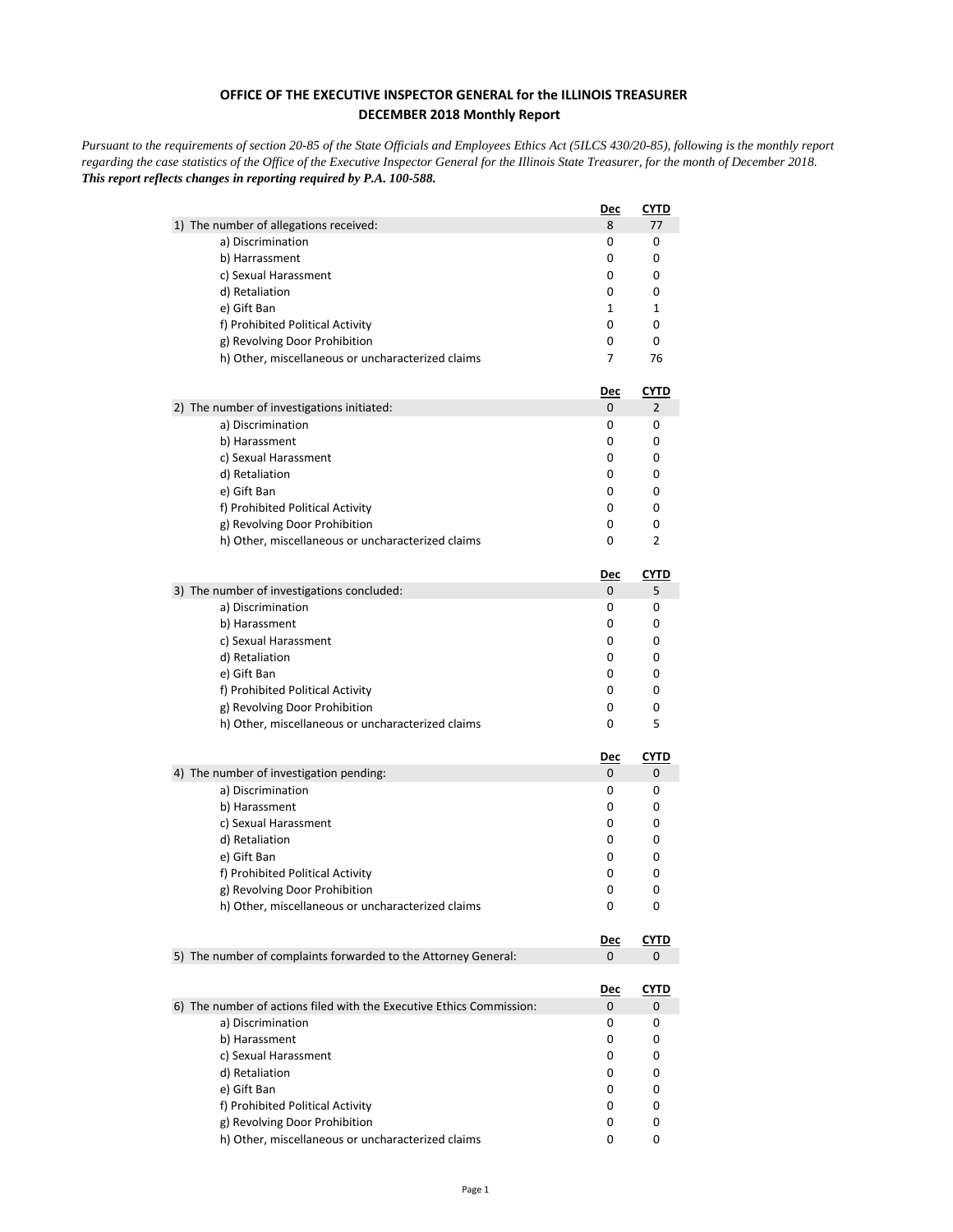**OFFICE OF THE EXECUTIVE INSPECTOR GENERAL for the ILLINOIS TREASURER**
**DECEMBER 2018 Monthly Report**

*Pursuant to the requirements of section 20-85 of the State Officials and Employees Ethics Act (5ILCS 430/20-85), following is the monthly report regarding the case statistics of the Office of the Executive Inspector General for the Illinois State Treasurer, for the month of December 2018.*
***This report reflects changes in reporting required by P.A. 100-588.***

| | Dec | CYTD |
|---|---|---|
| 1) The number of allegations received: | 8 | 77 |
| a) Discrimination | 0 | 0 |
| b) Harrassment | 0 | 0 |
| c) Sexual Harassment | 0 | 0 |
| d) Retaliation | 0 | 0 |
| e) Gift Ban | 1 | 1 |
| f) Prohibited Political Activity | 0 | 0 |
| g) Revolving Door Prohibition | 0 | 0 |
| h) Other, miscellaneous or uncharacterized claims | 7 | 76 |

| | Dec | CYTD |
|---|---|---|
| 2) The number of investigations initiated: | 0 | 2 |
| a) Discrimination | 0 | 0 |
| b) Harassment | 0 | 0 |
| c) Sexual Harassment | 0 | 0 |
| d) Retaliation | 0 | 0 |
| e) Gift Ban | 0 | 0 |
| f) Prohibited Political Activity | 0 | 0 |
| g) Revolving Door Prohibition | 0 | 0 |
| h) Other, miscellaneous or uncharacterized claims | 0 | 2 |

| | Dec | CYTD |
|---|---|---|
| 3) The number of investigations concluded: | 0 | 5 |
| a) Discrimination | 0 | 0 |
| b) Harassment | 0 | 0 |
| c) Sexual Harassment | 0 | 0 |
| d) Retaliation | 0 | 0 |
| e) Gift Ban | 0 | 0 |
| f) Prohibited Political Activity | 0 | 0 |
| g) Revolving Door Prohibition | 0 | 0 |
| h) Other, miscellaneous or uncharacterized claims | 0 | 5 |

| | Dec | CYTD |
|---|---|---|
| 4) The number of investigation pending: | 0 | 0 |
| a) Discrimination | 0 | 0 |
| b) Harassment | 0 | 0 |
| c) Sexual Harassment | 0 | 0 |
| d) Retaliation | 0 | 0 |
| e) Gift Ban | 0 | 0 |
| f) Prohibited Political Activity | 0 | 0 |
| g) Revolving Door Prohibition | 0 | 0 |
| h) Other, miscellaneous or uncharacterized claims | 0 | 0 |

| | Dec | CYTD |
|---|---|---|
| 5) The number of complaints forwarded to the Attorney General: | 0 | 0 |

| | Dec | CYTD |
|---|---|---|
| 6) The number of actions filed with the Executive Ethics Commission: | 0 | 0 |
| a) Discrimination | 0 | 0 |
| b) Harassment | 0 | 0 |
| c) Sexual Harassment | 0 | 0 |
| d) Retaliation | 0 | 0 |
| e) Gift Ban | 0 | 0 |
| f) Prohibited Political Activity | 0 | 0 |
| g) Revolving Door Prohibition | 0 | 0 |
| h) Other, miscellaneous or uncharacterized claims | 0 | 0 |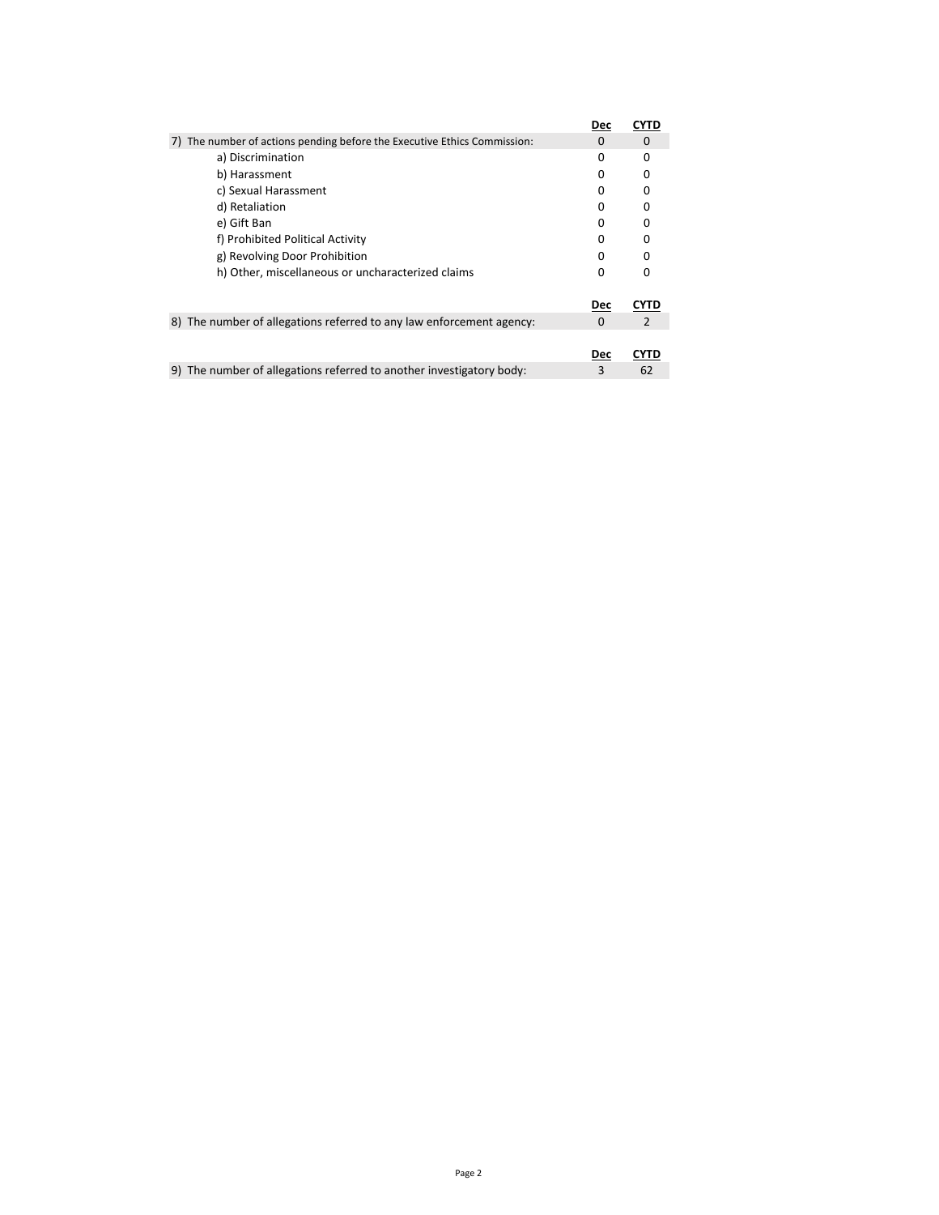| | Dec | CYTD |
|---|---|---|
| 7) The number of actions pending before the Executive Ethics Commission: | 0 | 0 |
| a) Discrimination | 0 | 0 |
| b) Harassment | 0 | 0 |
| c) Sexual Harassment | 0 | 0 |
| d) Retaliation | 0 | 0 |
| e) Gift Ban | 0 | 0 |
| f) Prohibited Political Activity | 0 | 0 |
| g) Revolving Door Prohibition | 0 | 0 |
| h) Other, miscellaneous or uncharacterized claims | 0 | 0 |

| | Dec | CYTD |
|---|---|---|
| 8) The number of allegations referred to any law enforcement agency: | 0 | 2 |

| | Dec | CYTD |
|---|---|---|
| 9) The number of allegations referred to another investigatory body: | 3 | 62 |